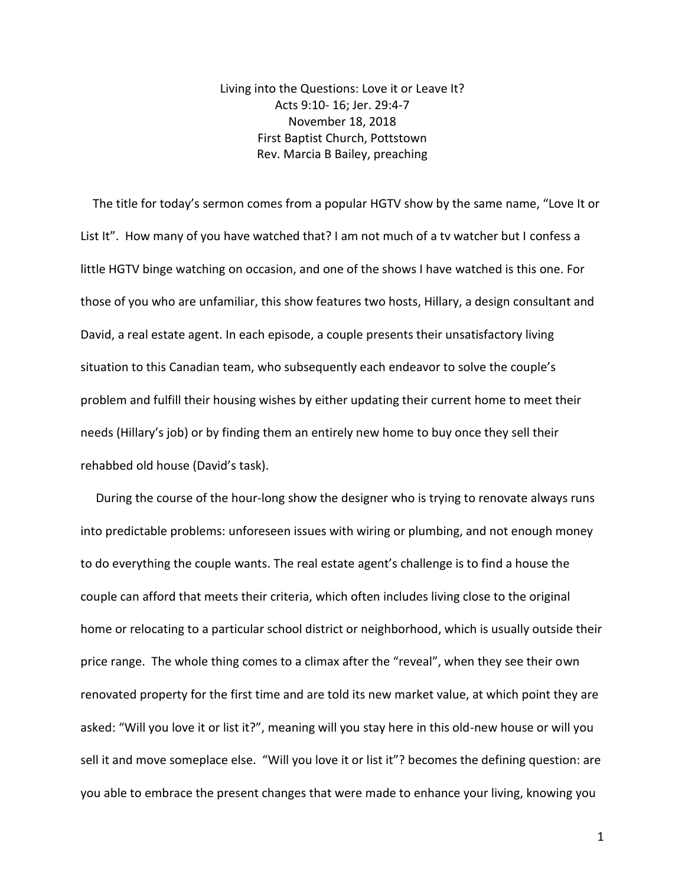# Living into the Questions: Love it or Leave It?

Acts 9:10- 16; Jer. 29:4-7

November 18, 2018

First Baptist Church, Pottstown

Rev. Marcia B Bailey, preaching

The title for today's sermon comes from a popular HGTV show by the same name, "Love It or List It". How many of you have watched that? I am not much of a tv watcher but I confess a little HGTV binge watching on occasion, and one of the shows I have watched is this one. For those of you who are unfamiliar, this show features two hosts, Hillary, a design consultant and David, a real estate agent. In each episode, a couple presents their unsatisfactory living situation to this Canadian team, who subsequently each endeavor to solve the couple's problem and fulfill their housing wishes by either updating their current home to meet their needs (Hillary's job) or by finding them an entirely new home to buy once they sell their rehabbed old house (David's task).

During the course of the hour-long show the designer who is trying to renovate always runs into predictable problems: unforeseen issues with wiring or plumbing, and not enough money to do everything the couple wants. The real estate agent's challenge is to find a house the couple can afford that meets their criteria, which often includes living close to the original home or relocating to a particular school district or neighborhood, which is usually outside their price range. The whole thing comes to a climax after the "reveal", when they see their own renovated property for the first time and are told its new market value, at which point they are asked: "Will you love it or list it?", meaning will you stay here in this old-new house or will you sell it and move someplace else. "Will you love it or list it"? becomes the defining question: are you able to embrace the present changes that were made to enhance your living, knowing you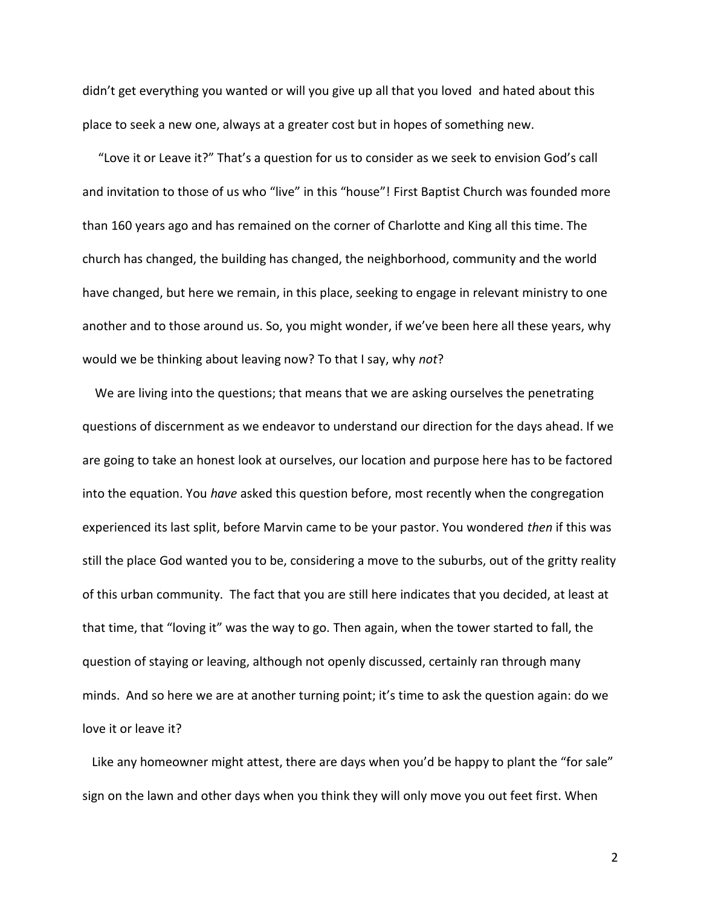didn't get everything you wanted or will you give up all that you loved and hated about this place to seek a new one, always at a greater cost but in hopes of something new.

"Love it or Leave it?" That's a question for us to consider as we seek to envision God's call and invitation to those of us who "live" in this "house"! First Baptist Church was founded more than 160 years ago and has remained on the corner of Charlotte and King all this time. The church has changed, the building has changed, the neighborhood, community and the world have changed, but here we remain, in this place, seeking to engage in relevant ministry to one another and to those around us. So, you might wonder, if we've been here all these years, why would we be thinking about leaving now? To that I say, why *not*?

We are living into the questions; that means that we are asking ourselves the penetrating questions of discernment as we endeavor to understand our direction for the days ahead. If we are going to take an honest look at ourselves, our location and purpose here has to be factored into the equation. You *have* asked this question before, most recently when the congregation experienced its last split, before Marvin came to be your pastor. You wondered *then* if this was still the place God wanted you to be, considering a move to the suburbs, out of the gritty reality of this urban community. The fact that you are still here indicates that you decided, at least at that time, that "loving it" was the way to go. Then again, when the tower started to fall, the question of staying or leaving, although not openly discussed, certainly ran through many minds. And so here we are at another turning point; it's time to ask the question again: do we love it or leave it?

Like any homeowner might attest, there are days when you'd be happy to plant the "for sale" sign on the lawn and other days when you think they will only move you out feet first. When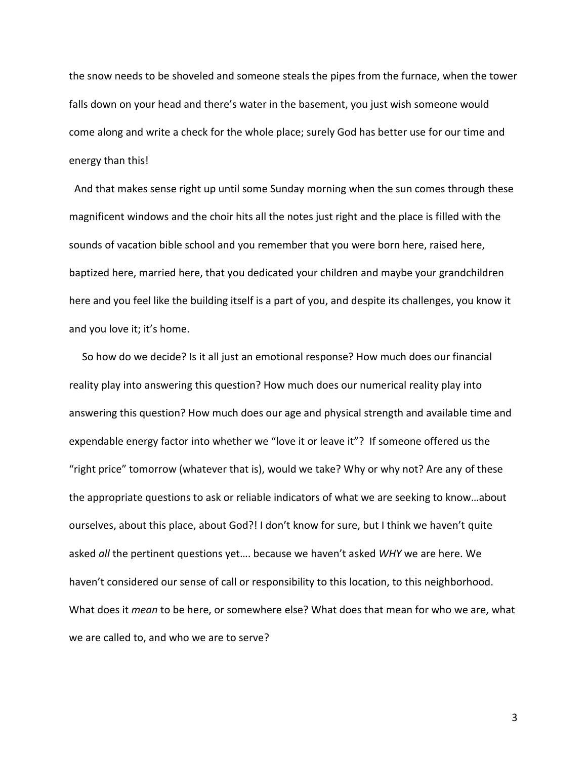the snow needs to be shoveled and someone steals the pipes from the furnace, when the tower falls down on your head and there's water in the basement, you just wish someone would come along and write a check for the whole place; surely God has better use for our time and energy than this!

And that makes sense right up until some Sunday morning when the sun comes through these magnificent windows and the choir hits all the notes just right and the place is filled with the sounds of vacation bible school and you remember that you were born here, raised here, baptized here, married here, that you dedicated your children and maybe your grandchildren here and you feel like the building itself is a part of you, and despite its challenges, you know it and you love it; it's home.

So how do we decide? Is it all just an emotional response? How much does our financial reality play into answering this question? How much does our numerical reality play into answering this question? How much does our age and physical strength and available time and expendable energy factor into whether we "love it or leave it"? If someone offered us the "right price" tomorrow (whatever that is), would we take? Why or why not? Are any of these the appropriate questions to ask or reliable indicators of what we are seeking to know…about ourselves, about this place, about God?! I don't know for sure, but I think we haven't quite asked *all* the pertinent questions yet…. because we haven't asked *WHY* we are here. We haven't considered our sense of call or responsibility to this location, to this neighborhood. What does it *mean* to be here, or somewhere else? What does that mean for who we are, what we are called to, and who we are to serve?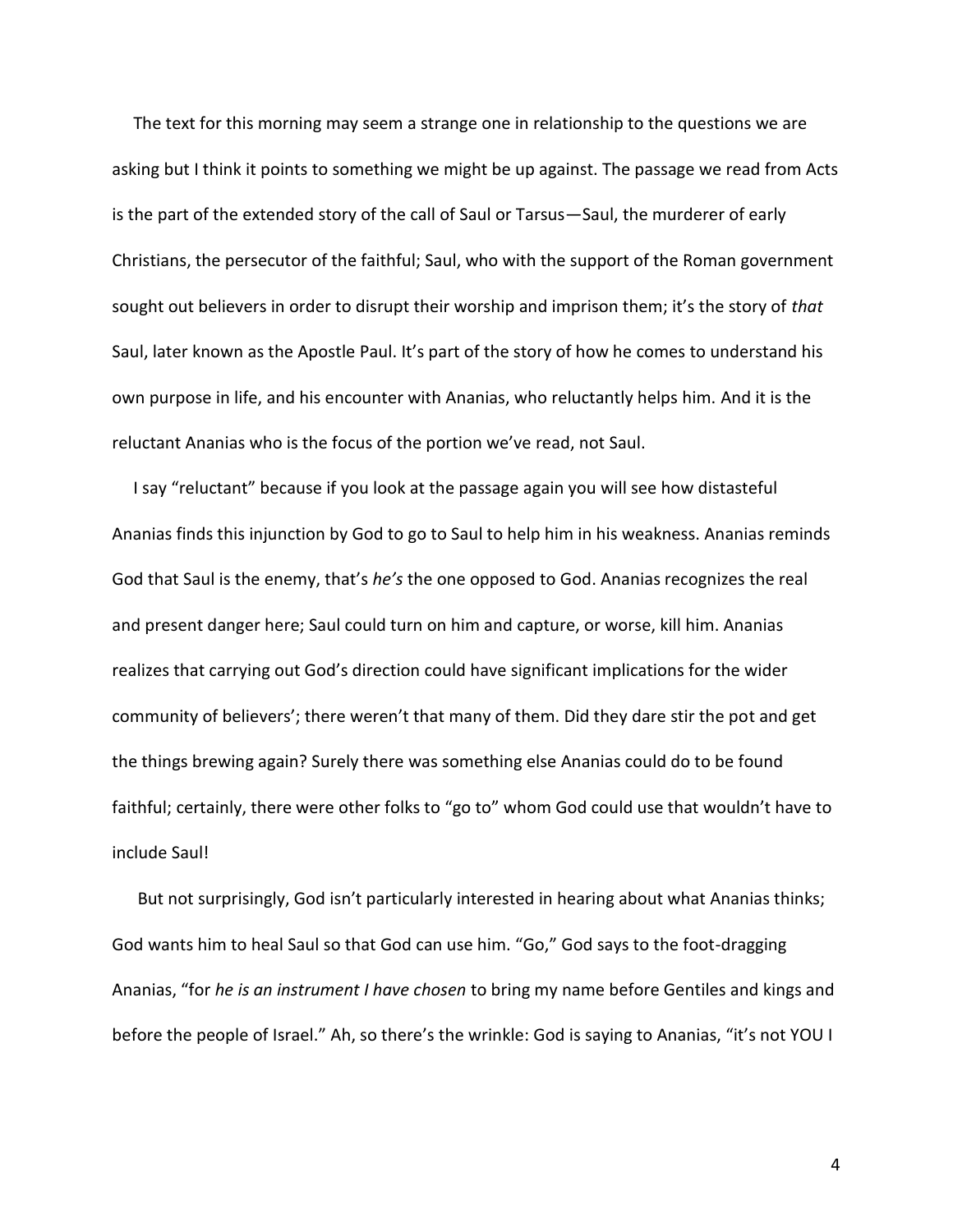The text for this morning may seem a strange one in relationship to the questions we are asking but I think it points to something we might be up against. The passage we read from Acts is the part of the extended story of the call of Saul or Tarsus—Saul, the murderer of early Christians, the persecutor of the faithful; Saul, who with the support of the Roman government sought out believers in order to disrupt their worship and imprison them; it's the story of *that* Saul, later known as the Apostle Paul. It's part of the story of how he comes to understand his own purpose in life, and his encounter with Ananias, who reluctantly helps him. And it is the reluctant Ananias who is the focus of the portion we've read, not Saul.

I say "reluctant" because if you look at the passage again you will see how distasteful Ananias finds this injunction by God to go to Saul to help him in his weakness. Ananias reminds God that Saul is the enemy, that's *he's* the one opposed to God. Ananias recognizes the real and present danger here; Saul could turn on him and capture, or worse, kill him. Ananias realizes that carrying out God's direction could have significant implications for the wider community of believers'; there weren't that many of them. Did they dare stir the pot and get the things brewing again? Surely there was something else Ananias could do to be found faithful; certainly, there were other folks to "go to" whom God could use that wouldn't have to include Saul!

But not surprisingly, God isn't particularly interested in hearing about what Ananias thinks; God wants him to heal Saul so that God can use him. "Go," God says to the foot-dragging Ananias, "for *he is an instrument I have chosen* to bring my name before Gentiles and kings and before the people of Israel." Ah, so there's the wrinkle: God is saying to Ananias, "it's not YOU I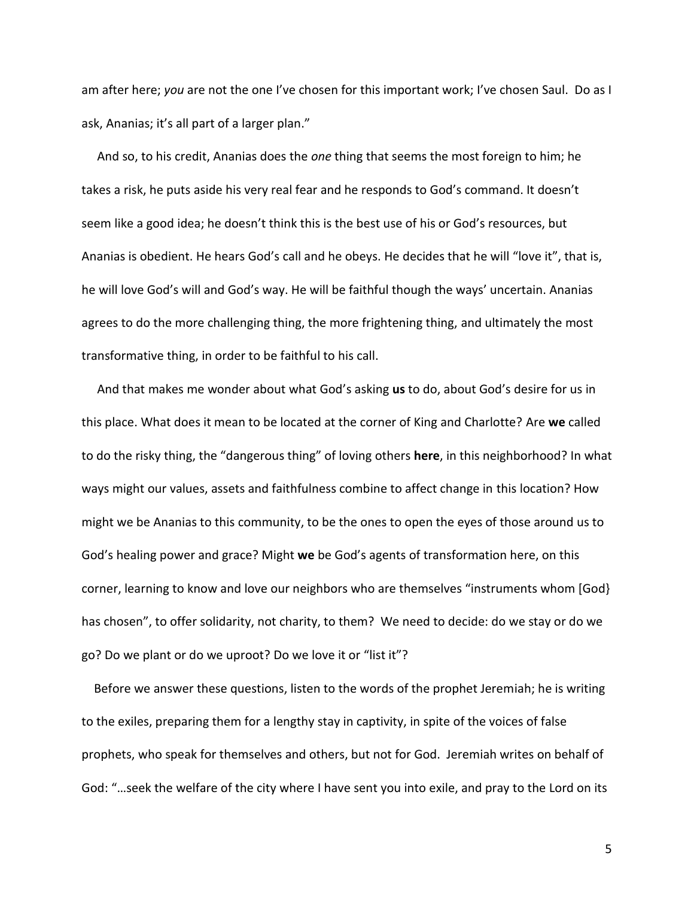am after here; *you* are not the one I've chosen for this important work; I've chosen Saul. Do as I ask, Ananias; it's all part of a larger plan."

And so, to his credit, Ananias does the *one* thing that seems the most foreign to him; he takes a risk, he puts aside his very real fear and he responds to God's command. It doesn't seem like a good idea; he doesn't think this is the best use of his or God's resources, but Ananias is obedient. He hears God's call and he obeys. He decides that he will "love it", that is, he will love God's will and God's way. He will be faithful though the ways' uncertain. Ananias agrees to do the more challenging thing, the more frightening thing, and ultimately the most transformative thing, in order to be faithful to his call.

And that makes me wonder about what God's asking **us** to do, about God's desire for us in this place. What does it mean to be located at the corner of King and Charlotte? Are **we** called to do the risky thing, the "dangerous thing" of loving others **here**, in this neighborhood? In what ways might our values, assets and faithfulness combine to affect change in this location? How might we be Ananias to this community, to be the ones to open the eyes of those around us to God's healing power and grace? Might **we** be God's agents of transformation here, on this corner, learning to know and love our neighbors who are themselves "instruments whom [God} has chosen", to offer solidarity, not charity, to them? We need to decide: do we stay or do we go? Do we plant or do we uproot? Do we love it or "list it"?

Before we answer these questions, listen to the words of the prophet Jeremiah; he is writing to the exiles, preparing them for a lengthy stay in captivity, in spite of the voices of false prophets, who speak for themselves and others, but not for God. Jeremiah writes on behalf of God: "…seek the welfare of the city where I have sent you into exile, and pray to the Lord on its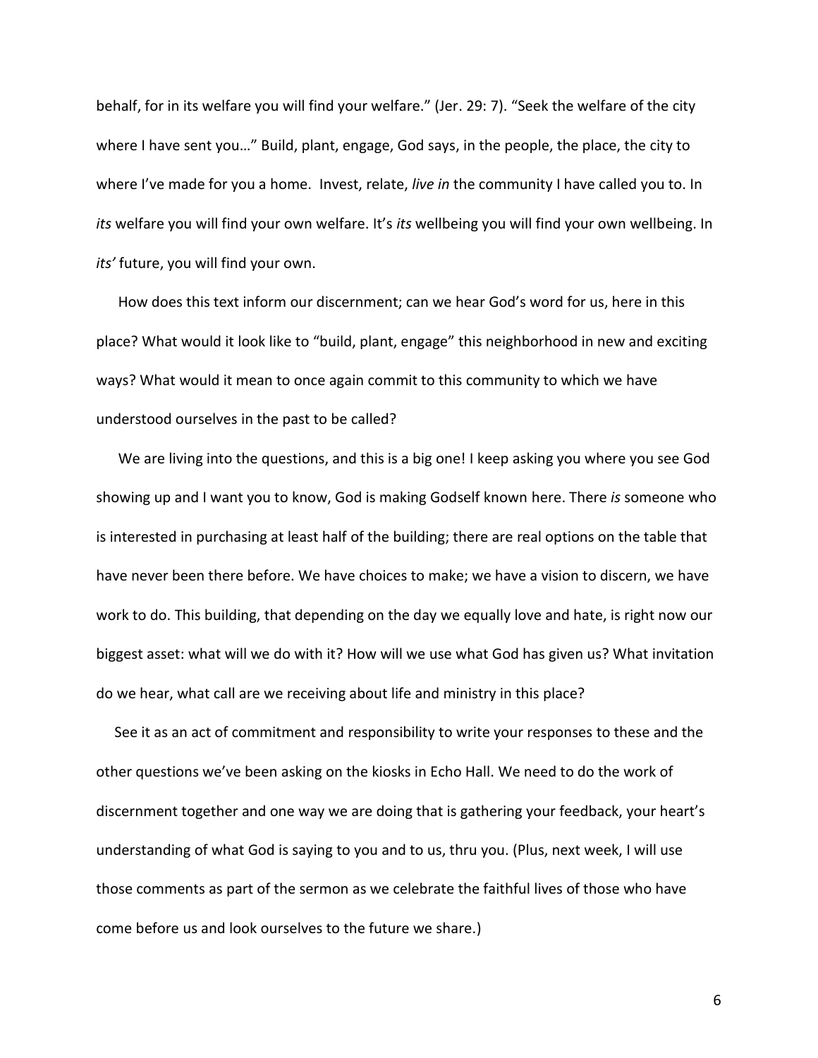behalf, for in its welfare you will find your welfare." (Jer. 29: 7). "Seek the welfare of the city where I have sent you…" Build, plant, engage, God says, in the people, the place, the city to where I've made for you a home. Invest, relate, *live in* the community I have called you to. In *its* welfare you will find your own welfare. It's *its* wellbeing you will find your own wellbeing. In *its'* future, you will find your own.

How does this text inform our discernment; can we hear God's word for us, here in this place? What would it look like to "build, plant, engage" this neighborhood in new and exciting ways? What would it mean to once again commit to this community to which we have understood ourselves in the past to be called?

We are living into the questions, and this is a big one! I keep asking you where you see God showing up and I want you to know, God is making Godself known here. There *is* someone who is interested in purchasing at least half of the building; there are real options on the table that have never been there before. We have choices to make; we have a vision to discern, we have work to do. This building, that depending on the day we equally love and hate, is right now our biggest asset: what will we do with it? How will we use what God has given us? What invitation do we hear, what call are we receiving about life and ministry in this place?

See it as an act of commitment and responsibility to write your responses to these and the other questions we've been asking on the kiosks in Echo Hall. We need to do the work of discernment together and one way we are doing that is gathering your feedback, your heart's understanding of what God is saying to you and to us, thru you. (Plus, next week, I will use those comments as part of the sermon as we celebrate the faithful lives of those who have come before us and look ourselves to the future we share.)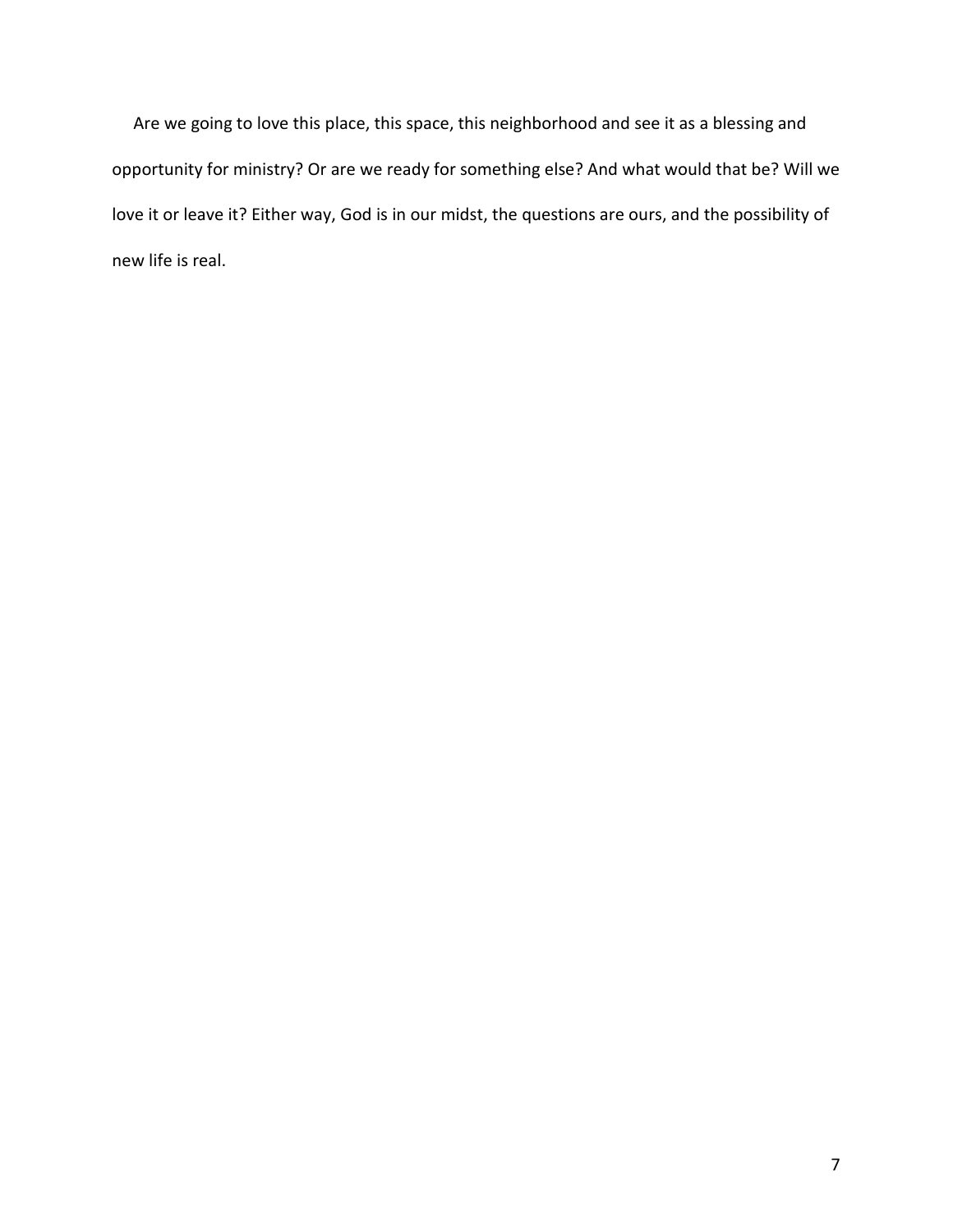Are we going to love this place, this space, this neighborhood and see it as a blessing and opportunity for ministry? Or are we ready for something else? And what would that be? Will we love it or leave it? Either way, God is in our midst, the questions are ours, and the possibility of new life is real.